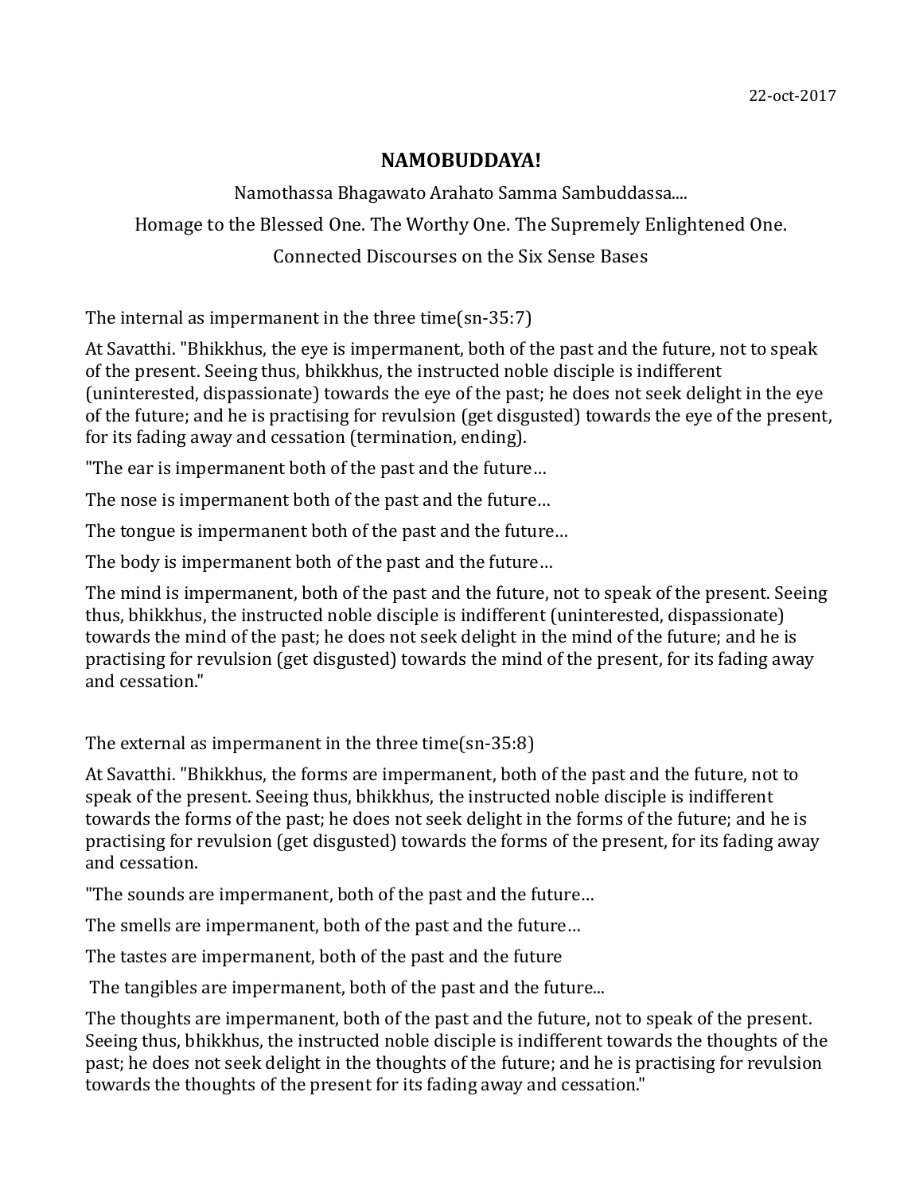22-oct-2017

# NAMOBUDDAYA!

Namothassa Bhagawato Arahato Samma Sambuddassa....

Homage to the Blessed One. The Worthy One. The Supremely Enlightened One.

Connected Discourses on the Six Sense Bases

The internal as impermanent in the three time(sn-35:7)

At Savatthi. "Bhikkhus, the eye is impermanent, both of the past and the future, not to speak of the present. Seeing thus, bhikkhus, the instructed noble disciple is indifferent (uninterested, dispassionate) towards the eye of the past; he does not seek delight in the eye of the future; and he is practising for revulsion (get disgusted) towards the eye of the present, for its fading away and cessation (termination, ending).

"The ear is impermanent both of the past and the future…

The nose is impermanent both of the past and the future…

The tongue is impermanent both of the past and the future…

The body is impermanent both of the past and the future…

The mind is impermanent, both of the past and the future, not to speak of the present. Seeing thus, bhikkhus, the instructed noble disciple is indifferent (uninterested, dispassionate) towards the mind of the past; he does not seek delight in the mind of the future; and he is practising for revulsion (get disgusted) towards the mind of the present, for its fading away and cessation."

The external as impermanent in the three time(sn-35:8)

At Savatthi. "Bhikkhus, the forms are impermanent, both of the past and the future, not to speak of the present. Seeing thus, bhikkhus, the instructed noble disciple is indifferent towards the forms of the past; he does not seek delight in the forms of the future; and he is practising for revulsion (get disgusted) towards the forms of the present, for its fading away and cessation.

"The sounds are impermanent, both of the past and the future…

The smells are impermanent, both of the past and the future…

The tastes are impermanent, both of the past and the future

The tangibles are impermanent, both of the past and the future...

The thoughts are impermanent, both of the past and the future, not to speak of the present. Seeing thus, bhikkhus, the instructed noble disciple is indifferent towards the thoughts of the past; he does not seek delight in the thoughts of the future; and he is practising for revulsion towards the thoughts of the present for its fading away and cessation."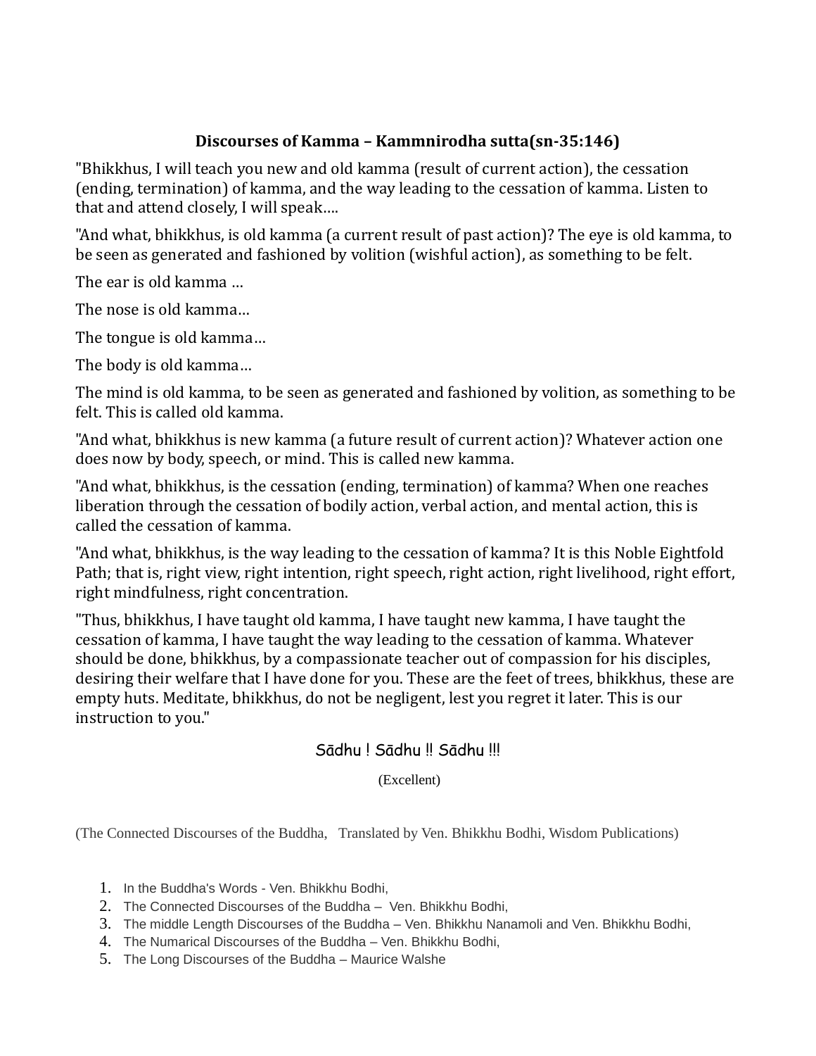**Discourses of Kamma – Kammnirodha sutta(sn-35:146)**

"Bhikkhus, I will teach you new and old kamma (result of current action), the cessation (ending, termination) of kamma, and the way leading to the cessation of kamma. Listen to that and attend closely, I will speak….

"And what, bhikkhus, is old kamma (a current result of past action)? The eye is old kamma, to be seen as generated and fashioned by volition (wishful action), as something to be felt.

The ear is old kamma …

The nose is old kamma…

The tongue is old kamma…

The body is old kamma…

The mind is old kamma, to be seen as generated and fashioned by volition, as something to be felt. This is called old kamma.

"And what, bhikkhus is new kamma (a future result of current action)? Whatever action one does now by body, speech, or mind. This is called new kamma.

"And what, bhikkhus, is the cessation (ending, termination) of kamma? When one reaches liberation through the cessation of bodily action, verbal action, and mental action, this is called the cessation of kamma.

"And what, bhikkhus, is the way leading to the cessation of kamma? It is this Noble Eightfold Path; that is, right view, right intention, right speech, right action, right livelihood, right effort, right mindfulness, right concentration.

"Thus, bhikkhus, I have taught old kamma, I have taught new kamma, I have taught the cessation of kamma, I have taught the way leading to the cessation of kamma. Whatever should be done, bhikkhus, by a compassionate teacher out of compassion for his disciples, desiring their welfare that I have done for you. These are the feet of trees, bhikkhus, these are empty huts. Meditate, bhikkhus, do not be negligent, lest you regret it later. This is our instruction to you."

Sādhu ! Sādhu !! Sādhu !!!

(Excellent)

(The Connected Discourses of the Buddha, Translated by Ven. Bhikkhu Bodhi, Wisdom Publications)

1. In the Buddha's Words - Ven. Bhikkhu Bodhi,
2. The Connected Discourses of the Buddha – Ven. Bhikkhu Bodhi,
3. The middle Length Discourses of the Buddha – Ven. Bhikkhu Nanamoli and Ven. Bhikkhu Bodhi,
4. The Numarical Discourses of the Buddha – Ven. Bhikkhu Bodhi,
5. The Long Discourses of the Buddha – Maurice Walshe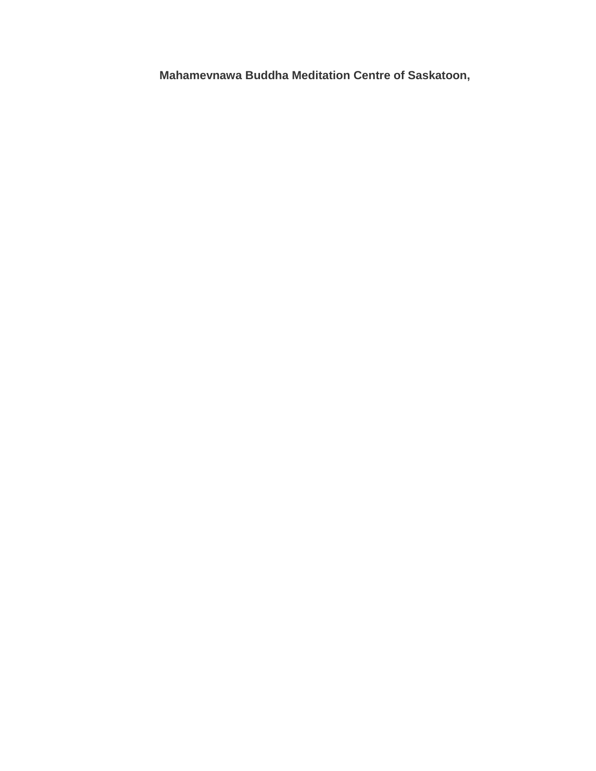**Mahamevnawa Buddha Meditation Centre of Saskatoon,**